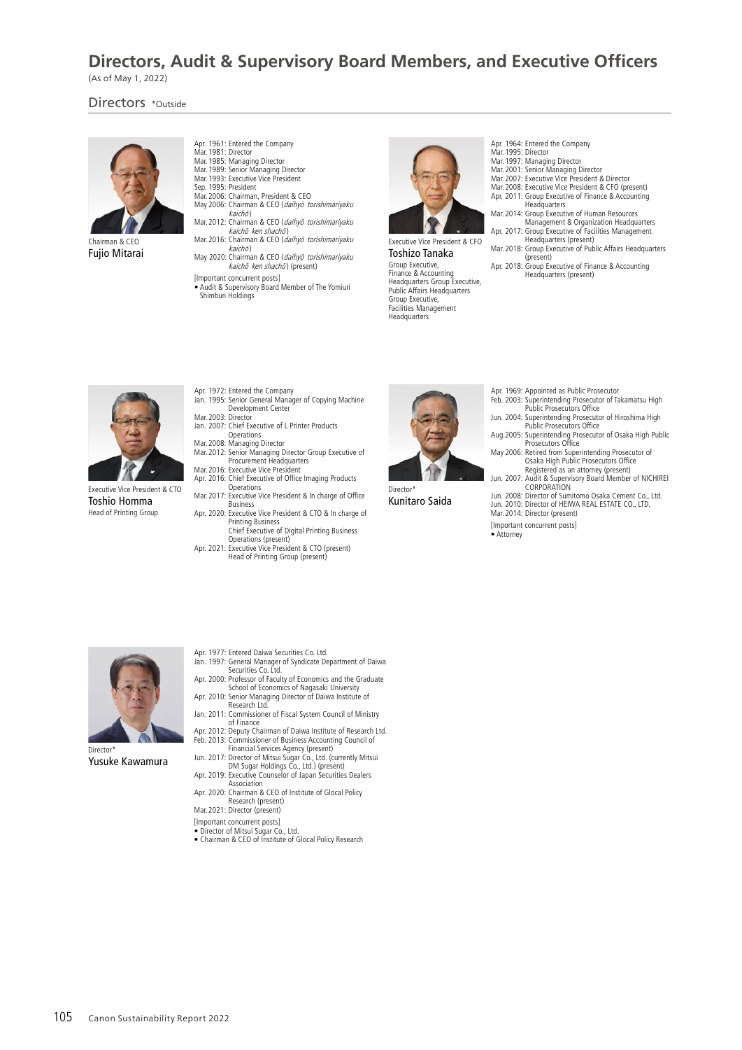# Directors, Audit & Supervisory Board Members, and Executive Officers

(As of May 1, 2022)

## Directors *Outside

Chairman & CEO
**Fujio Mitarai**

- Apr. 1961: Entered the Company
- Mar. 1981: Director
- Mar. 1985: Managing Director
- Mar. 1989: Senior Managing Director
- Mar. 1993: Executive Vice President
- Sep. 1995: President
- Mar. 2006: Chairman, President & CEO
- May 2006: Chairman & CEO (*daihyō torishimariyaku kaichō*)
- Mar. 2012: Chairman & CEO (*daihyō torishimariyaku kaichō ken shachō*)
- Mar. 2016: Chairman & CEO (*daihyō torishimariyaku kaichō*)
- May 2020: Chairman & CEO (*daihyō torishimariyaku kaichō ken shachō*) (present)

[Important concurrent posts]
- Audit & Supervisory Board Member of The Yomiuri Shimbun Holdings

Executive Vice President & CFO
**Toshizo Tanaka**
Group Executive, Finance & Accounting Headquarters Group Executive, Public Affairs Headquarters Group Executive, Facilities Management Headquarters

- Apr. 1964: Entered the Company
- Mar. 1995: Director
- Mar. 1997: Managing Director
- Mar. 2001: Senior Managing Director
- Mar. 2007: Executive Vice President & Director
- Mar. 2008: Executive Vice President & CFO (present)
- Apr. 2011: Group Executive of Finance & Accounting Headquarters
- Mar. 2014: Group Executive of Human Resources Management & Organization Headquarters
- Apr. 2017: Group Executive of Facilities Management Headquarters (present)
- Mar. 2018: Group Executive of Public Affairs Headquarters (present)
- Apr. 2018: Group Executive of Finance & Accounting Headquarters (present)

Executive Vice President & CTO
**Toshio Homma**
Head of Printing Group

- Apr. 1972: Entered the Company
- Jan. 1995: Senior General Manager of Copying Machine Development Center
- Mar. 2003: Director
- Jan. 2007: Chief Executive of L Printer Products Operations
- Mar. 2008: Managing Director
- Mar. 2012: Senior Managing Director Group Executive of Procurement Headquarters
- Mar. 2016: Executive Vice President
- Apr. 2016: Chief Executive of Office Imaging Products Operations
- Mar. 2017: Executive Vice President & In charge of Office Business
- Apr. 2020: Executive Vice President & CTO & In charge of Printing Business
  Chief Executive of Digital Printing Business Operations (present)
- Apr. 2021: Executive Vice President & CTO (present)
  Head of Printing Group (present)

Director*
**Kunitaro Saida**

- Apr. 1969: Appointed as Public Prosecutor
- Feb. 2003: Superintending Prosecutor of Takamatsu High Public Prosecutors Office
- Jun. 2004: Superintending Prosecutor of Hiroshima High Public Prosecutors Office
- Aug. 2005: Superintending Prosecutor of Osaka High Public Prosecutors Office
- May 2006: Retired from Superintending Prosecutor of Osaka High Public Prosecutors Office
  Registered as an attorney (present)
- Jun. 2007: Audit & Supervisory Board Member of NICHIREI CORPORATION
- Jun. 2008: Director of Sumitomo Osaka Cement Co., Ltd.
- Jun. 2010: Director of HEIWA REAL ESTATE CO., LTD.
- Mar. 2014: Director (present)

[Important concurrent posts]
- Attorney

Director*
**Yusuke Kawamura**

- Apr. 1977: Entered Daiwa Securities Co. Ltd.
- Jan. 1997: General Manager of Syndicate Department of Daiwa Securities Co. Ltd.
- Apr. 2000: Professor of Faculty of Economics and the Graduate School of Economics of Nagasaki University
- Apr. 2010: Senior Managing Director of Daiwa Institute of Research Ltd.
- Jan. 2011: Commissioner of Fiscal System Council of Ministry of Finance
- Apr. 2012: Deputy Chairman of Daiwa Institute of Research Ltd.
- Feb. 2013: Commissioner of Business Accounting Council of Financial Services Agency (present)
- Jun. 2017: Director of Mitsui Sugar Co., Ltd. (currently Mitsui DM Sugar Holdings Co., Ltd.) (present)
- Apr. 2019: Executive Counselor of Japan Securities Dealers Association
- Apr. 2020: Chairman & CEO of Institute of Glocal Policy Research (present)
- Mar. 2021: Director (present)

[Important concurrent posts]
- Director of Mitsui Sugar Co., Ltd.
- Chairman & CEO of Institute of Glocal Policy Research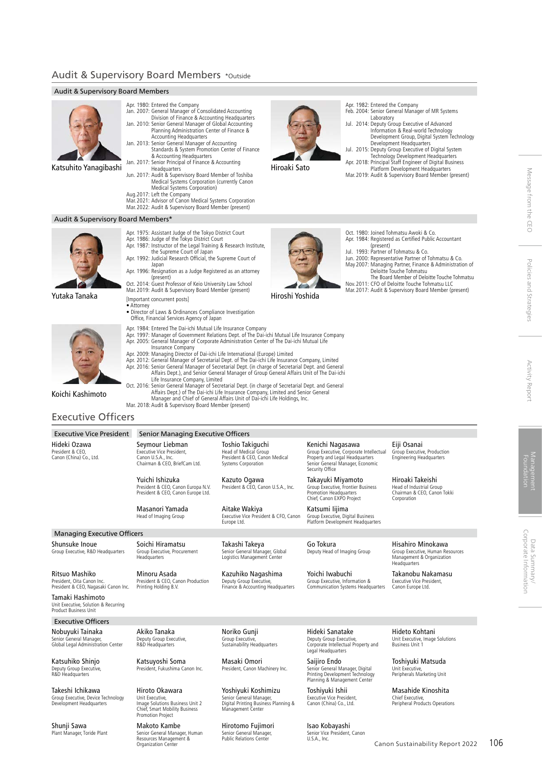## Audit & Supervisory Board Members *Outside

### Audit & Supervisory Board Members

**Katsuhito Yanagibashi**

Apr. 1980: Entered the Company
Jan. 2007: General Manager of Consolidated Accounting Division of Finance & Accounting Headquarters
Jan. 2010: Senior General Manager of Global Accounting Planning Administration Center of Finance & Accounting Headquarters
Jan. 2013: Senior General Manager of Accounting Standards & System Promotion Center of Finance & Accounting Headquarters
Jan. 2017: Senior Principal of Finance & Accounting Headquarters
Jun. 2017: Audit & Supervisory Board Member of Toshiba Medical Systems Corporation (currently Canon Medical Systems Corporation)
Aug. 2017: Left the Company
Mar. 2021: Advisor of Canon Medical Systems Corporation
Mar. 2022: Audit & Supervisory Board Member (present)

**Hiroaki Sato**

Apr. 1982: Entered the Company
Feb. 2004: Senior General Manager of MR Systems Laboratory
Jul. 2014: Deputy Group Executive of Advanced Information & Real-world Technology Development Group, Digital System Technology Development Headquarters
Jul. 2015: Deputy Group Executive of Digital System Technology Development Headquarters
Apr. 2018: Principal Staff Engineer of Digital Business Platform Development Headquarters
Mar. 2019: Audit & Supervisory Board Member (present)

### Audit & Supervisory Board Members*

**Yutaka Tanaka**

Apr. 1975: Assistant Judge of the Tokyo District Court
Apr. 1986: Judge of the Tokyo District Court
Apr. 1987: Instructor of the Legal Training & Research Institute, the Supreme Court of Japan
Apr. 1992: Judicial Research Official, the Supreme Court of Japan
Apr. 1996: Resignation as a Judge Registered as an attorney (present)
Oct. 2014: Guest Professor of Keio University Law School
Mar. 2019: Audit & Supervisory Board Member (present)

[Important concurrent posts]
- Attorney
- Director of Laws & Ordinances Compliance Investigation Office, Financial Services Agency of Japan

**Hiroshi Yoshida**

Oct. 1980: Joined Tohmatsu Awoki & Co.
Apr. 1984: Registered as Certified Public Accountant (present)
Jul. 1993: Partner of Tohmatsu & Co.
Jun. 2000: Representative Partner of Tohmatsu & Co.
May 2007: Managing Partner, Finance & Administration of Deloitte Touche Tohmatsu
The Board Member of Deloitte Touche Tohmatsu
Nov. 2011: CFO of Deloitte Touche Tohmatsu LLC
Mar. 2017: Audit & Supervisory Board Member (present)

**Koichi Kashimoto**

Apr. 1984: Entered The Dai-ichi Mutual Life Insurance Company
Apr. 1997: Manager of Government Relations Dept. of The Dai-ichi Mutual Life Insurance Company
Apr. 2005: General Manager of Corporate Administration Center of The Dai-ichi Mutual Life Insurance Company
Apr. 2009: Managing Director of Dai-ichi Life International (Europe) Limited
Apr. 2012: General Manager of Secretarial Dept. of The Dai-ichi Life Insurance Company, Limited
Apr. 2016: Senior General Manager of Secretarial Dept. (in charge of Secretarial Dept. and General Affairs Dept.), and Senior General Manager of Group General Affairs Unit of The Dai-ichi Life Insurance Company, Limited
Oct. 2016: Senior General Manager of Secretarial Dept. (in charge of Secretarial Dept. and General Affairs Dept.) of The Dai-ichi Life Insurance Company, Limited and Senior General Manager and Chief of General Affairs Unit of Dai-ichi Life Holdings, Inc.
Mar. 2018: Audit & Supervisory Board Member (present)

## Executive Officers

### Executive Vice President

**Hideki Ozawa**
President & CEO, Canon (China) Co., Ltd.

### Senior Managing Executive Officers

**Seymour Liebman**
Executive Vice President, Canon U.S.A., Inc.
Chairman & CEO, BriefCam Ltd.

**Toshio Takiguchi**
Head of Medical Group
President & CEO, Canon Medical Systems Corporation

**Kenichi Nagasawa**
Group Executive, Corporate Intellectual Property and Legal Headquarters
Senior General Manager, Economic Security Office

**Eiji Osanai**
Group Executive, Production Engineering Headquarters

**Yuichi Ishizuka**
President & CEO, Canon Europa N.V.
President & CEO, Canon Europe Ltd.

**Kazuto Ogawa**
President & CEO, Canon U.S.A., Inc.

**Takayuki Miyamoto**
Group Executive, Frontier Business Promotion Headquarters
Chief, Canon EXPO Project

**Hiroaki Takeishi**
Head of Industrial Group
Chairman & CEO, Canon Tokki Corporation

**Masanori Yamada**
Head of Imaging Group

**Aitake Wakiya**
Executive Vice President & CFO, Canon Europe Ltd.

**Katsumi Iijima**
Group Executive, Digital Business Platform Development Headquarters

### Managing Executive Officers

**Shunsuke Inoue**
Group Executive, R&D Headquarters

**Soichi Hiramatsu**
Group Executive, Procurement Headquarters

**Takashi Takeya**
Senior General Manager, Global Logistics Management Center

**Go Tokura**
Deputy Head of Imaging Group

**Hisahiro Minokawa**
Group Executive, Human Resources Management & Organization Headquarters

**Ritsuo Mashiko**
President, Oita Canon Inc.
President & CEO, Nagasaki Canon Inc.

**Minoru Asada**
President & CEO, Canon Production Printing Holding B.V.

**Kazuhiko Nagashima**
Deputy Group Executive, Finance & Accounting Headquarters

**Yoichi Iwabuchi**
Group Executive, Information & Communication Systems Headquarters

**Takanobu Nakamasu**
Executive Vice President, Canon Europe Ltd.

**Tamaki Hashimoto**
Unit Executive, Solution & Recurring Product Business Unit

### Executive Officers

**Nobuyuki Tainaka**
Senior General Manager, Global Legal Administration Center

**Akiko Tanaka**
Deputy Group Executive, R&D Headquarters

**Noriko Gunji**
Group Executive, Sustainability Headquarters

**Hideki Sanatake**
Deputy Group Executive, Corporate Intellectual Property and Legal Headquarters

**Hideto Kohtani**
Unit Executive, Image Solutions Business Unit 1

**Katsuhiko Shinjo**
Deputy Group Executive, R&D Headquarters

**Katsuyoshi Soma**
President, Fukushima Canon Inc.

**Masaki Omori**
President, Canon Machinery Inc.

**Saijiro Endo**
Senior General Manager, Digital Printing Development Technology Planning & Management Center

**Toshiyuki Matsuda**
Unit Executive, Peripherals Marketing Unit

**Takeshi Ichikawa**
Group Executive, Device Technology Development Headquarters

**Hiroto Okawara**
Unit Executive, Image Solutions Business Unit 2
Chief, Smart Mobility Business Promotion Project

**Yoshiyuki Koshimizu**
Senior General Manager, Digital Printing Business Planning & Management Center

**Toshiyuki Ishii**
Executive Vice President, Canon (China) Co., Ltd.

**Masahide Kinoshita**
Chief Executive, Peripheral Products Operations

**Shunji Sawa**
Plant Manager, Toride Plant

**Makoto Kambe**
Senior General Manager, Human Resources Management & Organization Center

**Hirotomo Fujimori**
Senior General Manager, Public Relations Center

**Isao Kobayashi**
Senior Vice President, Canon U.S.A., Inc.